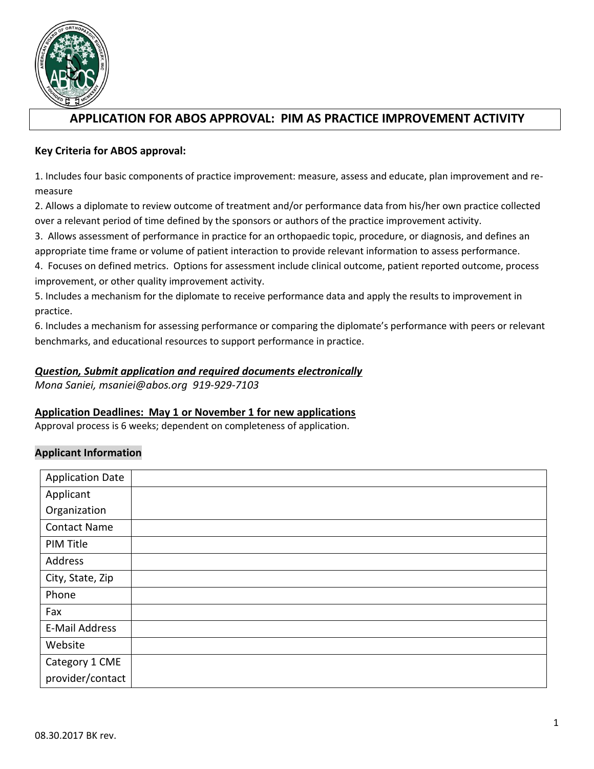# APPLICATION FOR ABOS APPROVAL: PIM AS PRACTICE IMPROVEMENT ACTIVITY

**Key Criteria for ABOS approval:**

1. Includes four basic components of practice improvement: measure, assess and educate, plan improvement and re-measure
2. Allows a diplomate to review outcome of treatment and/or performance data from his/her own practice collected over a relevant period of time defined by the sponsors or authors of the practice improvement activity.
3. Allows assessment of performance in practice for an orthopaedic topic, procedure, or diagnosis, and defines an appropriate time frame or volume of patient interaction to provide relevant information to assess performance.
4. Focuses on defined metrics. Options for assessment include clinical outcome, patient reported outcome, process improvement, or other quality improvement activity.
5. Includes a mechanism for the diplomate to receive performance data and apply the results to improvement in practice.
6. Includes a mechanism for assessing performance or comparing the diplomate's performance with peers or relevant benchmarks, and educational resources to support performance in practice.

***Question, Submit application and required documents electronically***
*Mona Saniei, msaniei@abos.org 919-929-7103*

**Application Deadlines: May 1 or November 1 for new applications**
Approval process is 6 weeks; dependent on completeness of application.

**Applicant Information**

| Application Date | |
|---|---|
| Applicant Organization | |
| Contact Name | |
| PIM Title | |
| Address | |
| City, State, Zip | |
| Phone | |
| Fax | |
| E-Mail Address | |
| Website | |
| Category 1 CME provider/contact | |

08.30.2017 BK rev.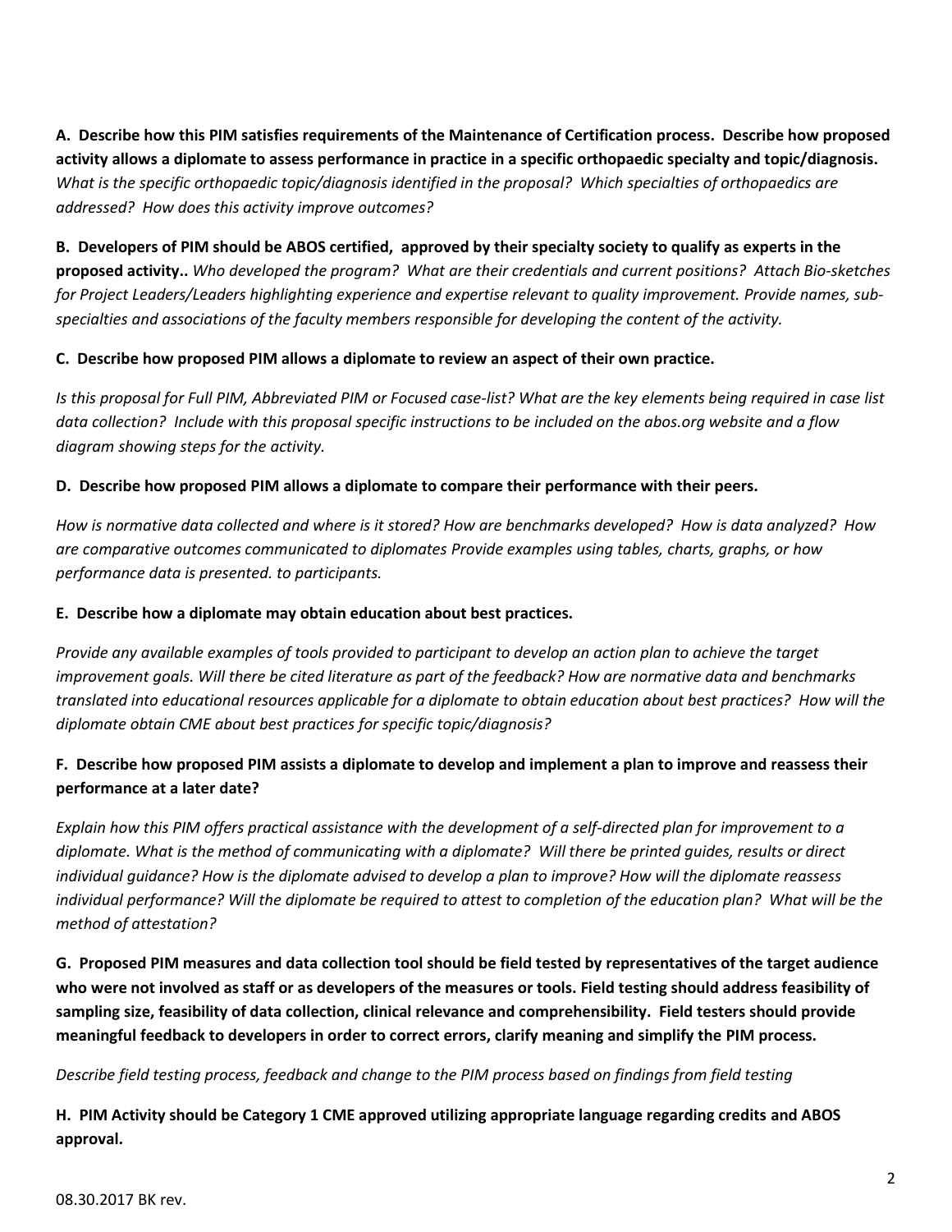**A. Describe how this PIM satisfies requirements of the Maintenance of Certification process. Describe how proposed activity allows a diplomate to assess performance in practice in a specific orthopaedic specialty and topic/diagnosis.** *What is the specific orthopaedic topic/diagnosis identified in the proposal? Which specialties of orthopaedics are addressed? How does this activity improve outcomes?*

**B. Developers of PIM should be ABOS certified, approved by their specialty society to qualify as experts in the proposed activity..** *Who developed the program? What are their credentials and current positions? Attach Bio-sketches for Project Leaders/Leaders highlighting experience and expertise relevant to quality improvement. Provide names, sub-specialties and associations of the faculty members responsible for developing the content of the activity.*

**C. Describe how proposed PIM allows a diplomate to review an aspect of their own practice.**

*Is this proposal for Full PIM, Abbreviated PIM or Focused case-list? What are the key elements being required in case list data collection? Include with this proposal specific instructions to be included on the abos.org website and a flow diagram showing steps for the activity.*

**D. Describe how proposed PIM allows a diplomate to compare their performance with their peers.**

*How is normative data collected and where is it stored? How are benchmarks developed? How is data analyzed? How are comparative outcomes communicated to diplomates Provide examples using tables, charts, graphs, or how performance data is presented. to participants.*

**E. Describe how a diplomate may obtain education about best practices.**

*Provide any available examples of tools provided to participant to develop an action plan to achieve the target improvement goals. Will there be cited literature as part of the feedback? How are normative data and benchmarks translated into educational resources applicable for a diplomate to obtain education about best practices? How will the diplomate obtain CME about best practices for specific topic/diagnosis?*

**F. Describe how proposed PIM assists a diplomate to develop and implement a plan to improve and reassess their performance at a later date?**

*Explain how this PIM offers practical assistance with the development of a self-directed plan for improvement to a diplomate. What is the method of communicating with a diplomate? Will there be printed guides, results or direct individual guidance? How is the diplomate advised to develop a plan to improve? How will the diplomate reassess individual performance? Will the diplomate be required to attest to completion of the education plan? What will be the method of attestation?*

**G. Proposed PIM measures and data collection tool should be field tested by representatives of the target audience who were not involved as staff or as developers of the measures or tools. Field testing should address feasibility of sampling size, feasibility of data collection, clinical relevance and comprehensibility. Field testers should provide meaningful feedback to developers in order to correct errors, clarify meaning and simplify the PIM process.**

*Describe field testing process, feedback and change to the PIM process based on findings from field testing*

**H. PIM Activity should be Category 1 CME approved utilizing appropriate language regarding credits and ABOS approval.**

08.30.2017 BK rev.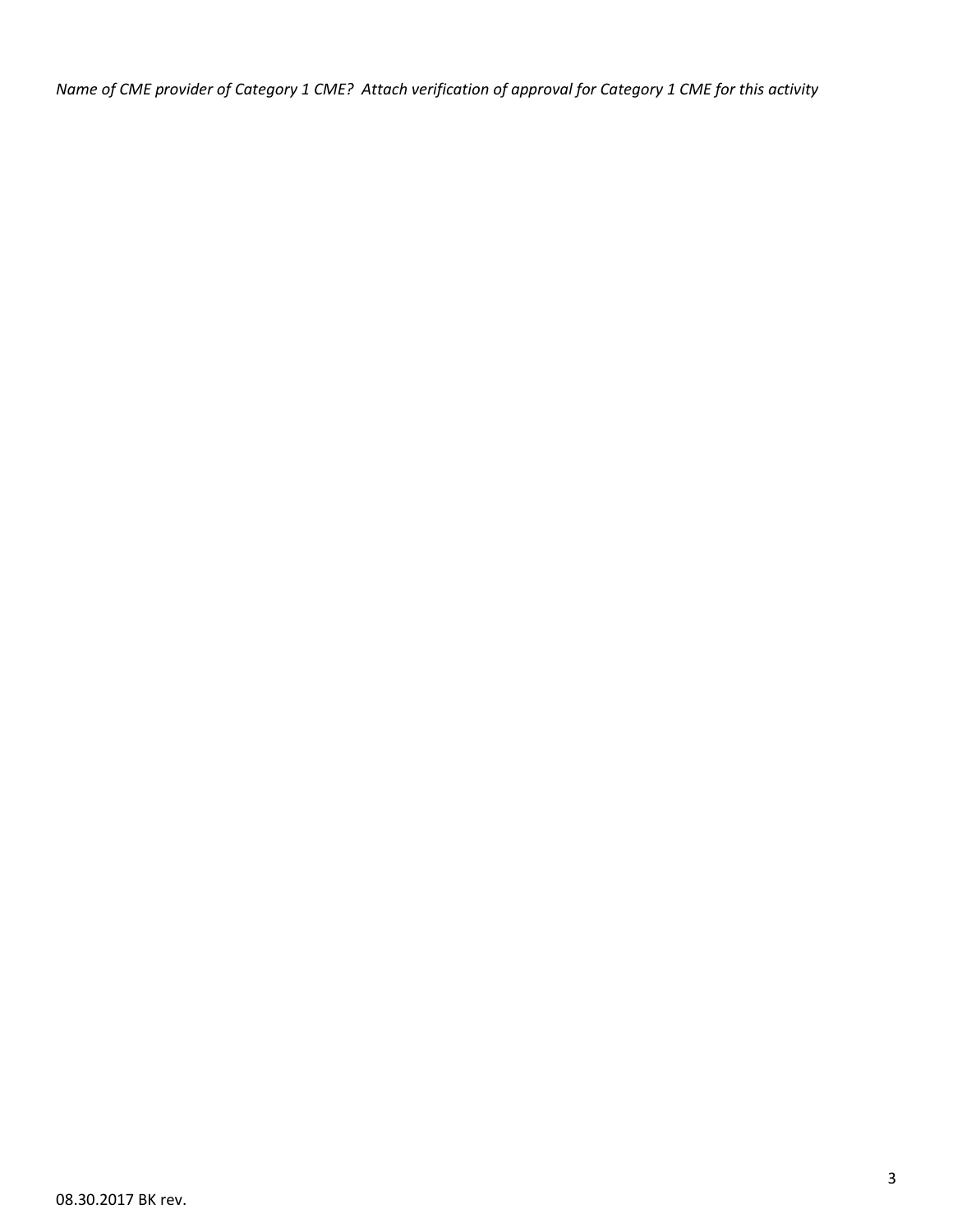*Name of CME provider of Category 1 CME? Attach verification of approval for Category 1 CME for this activity*

08.30.2017 BK rev.